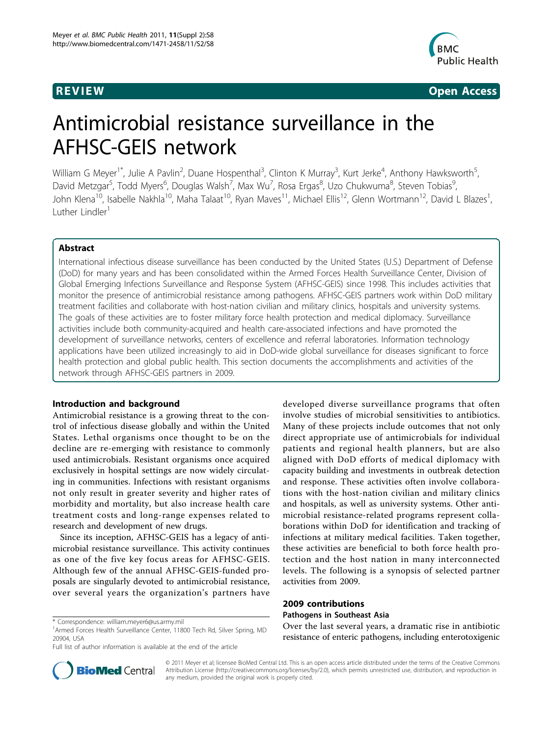REVIEW Open Access

# Antimicrobial resistance surveillance in the AFHSC-GEIS network

William G Meyer[1*], Julie A Pavlin[2], Duane Hospenthal[3], Clinton K Murray[3], Kurt Jerke[4], Anthony Hawksworth[5], David Metzgar[5], Todd Myers[6], Douglas Walsh[7], Max Wu[7], Rosa Ergas[8], Uzo Chukwuma[8], Steven Tobias[9], John Klena[10], Isabelle Nakhla[10], Maha Talaat[10], Ryan Maves[11], Michael Ellis[12], Glenn Wortmann[12], David L Blazes[1], Luther Lindler[1]

## Abstract

International infectious disease surveillance has been conducted by the United States (U.S.) Department of Defense (DoD) for many years and has been consolidated within the Armed Forces Health Surveillance Center, Division of Global Emerging Infections Surveillance and Response System (AFHSC-GEIS) since 1998. This includes activities that monitor the presence of antimicrobial resistance among pathogens. AFHSC-GEIS partners work within DoD military treatment facilities and collaborate with host-nation civilian and military clinics, hospitals and university systems. The goals of these activities are to foster military force health protection and medical diplomacy. Surveillance activities include both community-acquired and health care-associated infections and have promoted the development of surveillance networks, centers of excellence and referral laboratories. Information technology applications have been utilized increasingly to aid in DoD-wide global surveillance for diseases significant to force health protection and global public health. This section documents the accomplishments and activities of the network through AFHSC-GEIS partners in 2009.

## Introduction and background

Antimicrobial resistance is a growing threat to the control of infectious disease globally and within the United States. Lethal organisms once thought to be on the decline are re-emerging with resistance to commonly used antimicrobials. Resistant organisms once acquired exclusively in hospital settings are now widely circulating in communities. Infections with resistant organisms not only result in greater severity and higher rates of morbidity and mortality, but also increase health care treatment costs and long-range expenses related to research and development of new drugs.

Since its inception, AFHSC-GEIS has a legacy of antimicrobial resistance surveillance. This activity continues as one of the five key focus areas for AFHSC-GEIS. Although few of the annual AFHSC-GEIS-funded proposals are singularly devoted to antimicrobial resistance, over several years the organization's partners have developed diverse surveillance programs that often involve studies of microbial sensitivities to antibiotics. Many of these projects include outcomes that not only direct appropriate use of antimicrobials for individual patients and regional health planners, but are also aligned with DoD efforts of medical diplomacy with capacity building and investments in outbreak detection and response. These activities often involve collaborations with the host-nation civilian and military clinics and hospitals, as well as university systems. Other antimicrobial resistance-related programs represent collaborations within DoD for identification and tracking of infections at military medical facilities. Taken together, these activities are beneficial to both force health protection and the host nation in many interconnected levels. The following is a synopsis of selected partner activities from 2009.

## 2009 contributions

### Pathogens in Southeast Asia

Over the last several years, a dramatic rise in antibiotic resistance of enteric pathogens, including enterotoxigenic

\* Correspondence: william.meyer6@us.army.mil
[1]Armed Forces Health Surveillance Center, 11800 Tech Rd, Silver Spring, MD 20904, USA
Full list of author information is available at the end of the article

© 2011 Meyer et al; licensee BioMed Central Ltd. This is an open access article distributed under the terms of the Creative Commons Attribution License (http://creativecommons.org/licenses/by/2.0), which permits unrestricted use, distribution, and reproduction in any medium, provided the original work is properly cited.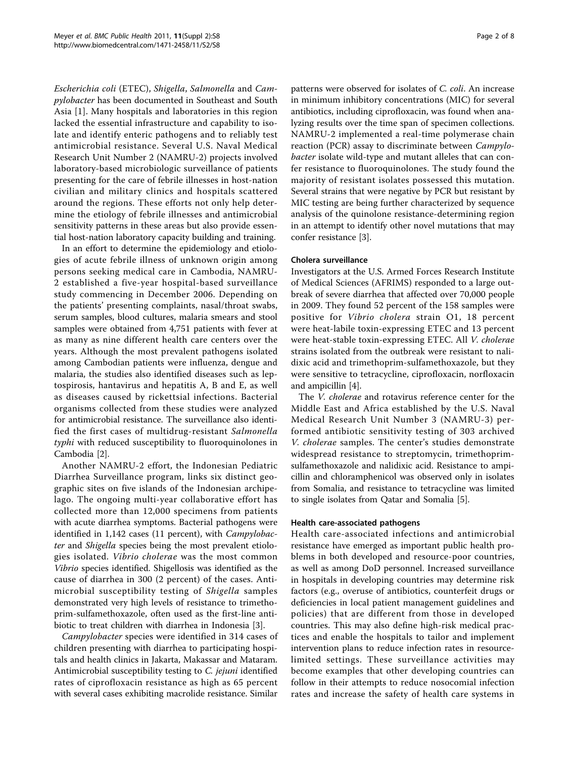*Escherichia coli* (ETEC), *Shigella*, *Salmonella* and *Campylobacter* has been documented in Southeast and South Asia [1]. Many hospitals and laboratories in this region lacked the essential infrastructure and capability to isolate and identify enteric pathogens and to reliably test antimicrobial resistance. Several U.S. Naval Medical Research Unit Number 2 (NAMRU-2) projects involved laboratory-based microbiologic surveillance of patients presenting for the care of febrile illnesses in host-nation civilian and military clinics and hospitals scattered around the regions. These efforts not only help determine the etiology of febrile illnesses and antimicrobial sensitivity patterns in these areas but also provide essential host-nation laboratory capacity building and training.

In an effort to determine the epidemiology and etiologies of acute febrile illness of unknown origin among persons seeking medical care in Cambodia, NAMRU-2 established a five-year hospital-based surveillance study commencing in December 2006. Depending on the patients' presenting complaints, nasal/throat swabs, serum samples, blood cultures, malaria smears and stool samples were obtained from 4,751 patients with fever at as many as nine different health care centers over the years. Although the most prevalent pathogens isolated among Cambodian patients were influenza, dengue and malaria, the studies also identified diseases such as leptospirosis, hantavirus and hepatitis A, B and E, as well as diseases caused by rickettsial infections. Bacterial organisms collected from these studies were analyzed for antimicrobial resistance. The surveillance also identified the first cases of multidrug-resistant *Salmonella typhi* with reduced susceptibility to fluoroquinolones in Cambodia [2].

Another NAMRU-2 effort, the Indonesian Pediatric Diarrhea Surveillance program, links six distinct geographic sites on five islands of the Indonesian archipelago. The ongoing multi-year collaborative effort has collected more than 12,000 specimens from patients with acute diarrhea symptoms. Bacterial pathogens were identified in 1,142 cases (11 percent), with *Campylobacter* and *Shigella* species being the most prevalent etiologies isolated. *Vibrio cholerae* was the most common *Vibrio* species identified. Shigellosis was identified as the cause of diarrhea in 300 (2 percent) of the cases. Antimicrobial susceptibility testing of *Shigella* samples demonstrated very high levels of resistance to trimethoprim-sulfamethoxazole, often used as the first-line antibiotic to treat children with diarrhea in Indonesia [3].

*Campylobacter* species were identified in 314 cases of children presenting with diarrhea to participating hospitals and health clinics in Jakarta, Makassar and Mataram. Antimicrobial susceptibility testing to *C. jejuni* identified rates of ciprofloxacin resistance as high as 65 percent with several cases exhibiting macrolide resistance. Similar patterns were observed for isolates of *C. coli*. An increase in minimum inhibitory concentrations (MIC) for several antibiotics, including ciprofloxacin, was found when analyzing results over the time span of specimen collections. NAMRU-2 implemented a real-time polymerase chain reaction (PCR) assay to discriminate between *Campylobacter* isolate wild-type and mutant alleles that can confer resistance to fluoroquinolones. The study found the majority of resistant isolates possessed this mutation. Several strains that were negative by PCR but resistant by MIC testing are being further characterized by sequence analysis of the quinolone resistance-determining region in an attempt to identify other novel mutations that may confer resistance [3].

#### Cholera surveillance

Investigators at the U.S. Armed Forces Research Institute of Medical Sciences (AFRIMS) responded to a large outbreak of severe diarrhea that affected over 70,000 people in 2009. They found 52 percent of the 158 samples were positive for *Vibrio cholera* strain O1, 18 percent were heat-labile toxin-expressing ETEC and 13 percent were heat-stable toxin-expressing ETEC. All *V. cholerae* strains isolated from the outbreak were resistant to nalidixic acid and trimethoprim-sulfamethoxazole, but they were sensitive to tetracycline, ciprofloxacin, norfloxacin and ampicillin [4].

The *V. cholerae* and rotavirus reference center for the Middle East and Africa established by the U.S. Naval Medical Research Unit Number 3 (NAMRU-3) performed antibiotic sensitivity testing of 303 archived *V. cholerae* samples. The center's studies demonstrate widespread resistance to streptomycin, trimethoprim-sulfamethoxazole and nalidixic acid. Resistance to ampicillin and chloramphenicol was observed only in isolates from Somalia, and resistance to tetracycline was limited to single isolates from Qatar and Somalia [5].

#### Health care-associated pathogens

Health care-associated infections and antimicrobial resistance have emerged as important public health problems in both developed and resource-poor countries, as well as among DoD personnel. Increased surveillance in hospitals in developing countries may determine risk factors (e.g., overuse of antibiotics, counterfeit drugs or deficiencies in local patient management guidelines and policies) that are different from those in developed countries. This may also define high-risk medical practices and enable the hospitals to tailor and implement intervention plans to reduce infection rates in resource-limited settings. These surveillance activities may become examples that other developing countries can follow in their attempts to reduce nosocomial infection rates and increase the safety of health care systems in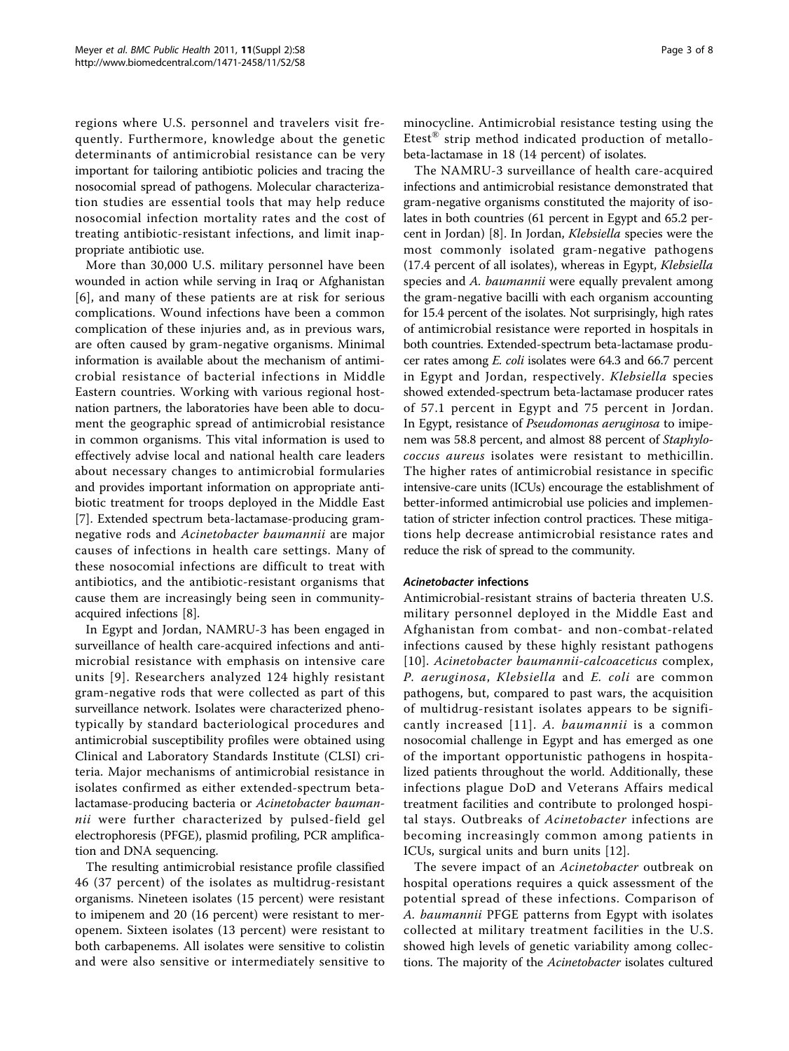regions where U.S. personnel and travelers visit frequently. Furthermore, knowledge about the genetic determinants of antimicrobial resistance can be very important for tailoring antibiotic policies and tracing the nosocomial spread of pathogens. Molecular characterization studies are essential tools that may help reduce nosocomial infection mortality rates and the cost of treating antibiotic-resistant infections, and limit inappropriate antibiotic use.

More than 30,000 U.S. military personnel have been wounded in action while serving in Iraq or Afghanistan [6], and many of these patients are at risk for serious complications. Wound infections have been a common complication of these injuries and, as in previous wars, are often caused by gram-negative organisms. Minimal information is available about the mechanism of antimicrobial resistance of bacterial infections in Middle Eastern countries. Working with various regional host-nation partners, the laboratories have been able to document the geographic spread of antimicrobial resistance in common organisms. This vital information is used to effectively advise local and national health care leaders about necessary changes to antimicrobial formularies and provides important information on appropriate antibiotic treatment for troops deployed in the Middle East [7]. Extended spectrum beta-lactamase-producing gram-negative rods and *Acinetobacter baumannii* are major causes of infections in health care settings. Many of these nosocomial infections are difficult to treat with antibiotics, and the antibiotic-resistant organisms that cause them are increasingly being seen in community-acquired infections [8].

In Egypt and Jordan, NAMRU-3 has been engaged in surveillance of health care-acquired infections and antimicrobial resistance with emphasis on intensive care units [9]. Researchers analyzed 124 highly resistant gram-negative rods that were collected as part of this surveillance network. Isolates were characterized phenotypically by standard bacteriological procedures and antimicrobial susceptibility profiles were obtained using Clinical and Laboratory Standards Institute (CLSI) criteria. Major mechanisms of antimicrobial resistance in isolates confirmed as either extended-spectrum beta-lactamase-producing bacteria or *Acinetobacter baumannii* were further characterized by pulsed-field gel electrophoresis (PFGE), plasmid profiling, PCR amplification and DNA sequencing.

The resulting antimicrobial resistance profile classified 46 (37 percent) of the isolates as multidrug-resistant organisms. Nineteen isolates (15 percent) were resistant to imipenem and 20 (16 percent) were resistant to meropenem. Sixteen isolates (13 percent) were resistant to both carbapenems. All isolates were sensitive to colistin and were also sensitive or intermediately sensitive to minocycline. Antimicrobial resistance testing using the Etest® strip method indicated production of metallo-beta-lactamase in 18 (14 percent) of isolates.

The NAMRU-3 surveillance of health care-acquired infections and antimicrobial resistance demonstrated that gram-negative organisms constituted the majority of isolates in both countries (61 percent in Egypt and 65.2 percent in Jordan) [8]. In Jordan, *Klebsiella* species were the most commonly isolated gram-negative pathogens (17.4 percent of all isolates), whereas in Egypt, *Klebsiella* species and *A. baumannii* were equally prevalent among the gram-negative bacilli with each organism accounting for 15.4 percent of the isolates. Not surprisingly, high rates of antimicrobial resistance were reported in hospitals in both countries. Extended-spectrum beta-lactamase producer rates among *E. coli* isolates were 64.3 and 66.7 percent in Egypt and Jordan, respectively. *Klebsiella* species showed extended-spectrum beta-lactamase producer rates of 57.1 percent in Egypt and 75 percent in Jordan. In Egypt, resistance of *Pseudomonas aeruginosa* to imipenem was 58.8 percent, and almost 88 percent of *Staphylococcus aureus* isolates were resistant to methicillin. The higher rates of antimicrobial resistance in specific intensive-care units (ICUs) encourage the establishment of better-informed antimicrobial use policies and implementation of stricter infection control practices. These mitigations help decrease antimicrobial resistance rates and reduce the risk of spread to the community.

#### *Acinetobacter* infections

Antimicrobial-resistant strains of bacteria threaten U.S. military personnel deployed in the Middle East and Afghanistan from combat- and non-combat-related infections caused by these highly resistant pathogens [10]. *Acinetobacter baumannii-calcoaceticus* complex, *P. aeruginosa*, *Klebsiella* and *E. coli* are common pathogens, but, compared to past wars, the acquisition of multidrug-resistant isolates appears to be significantly increased [11]. *A. baumannii* is a common nosocomial challenge in Egypt and has emerged as one of the important opportunistic pathogens in hospitalized patients throughout the world. Additionally, these infections plague DoD and Veterans Affairs medical treatment facilities and contribute to prolonged hospital stays. Outbreaks of *Acinetobacter* infections are becoming increasingly common among patients in ICUs, surgical units and burn units [12].

The severe impact of an *Acinetobacter* outbreak on hospital operations requires a quick assessment of the potential spread of these infections. Comparison of *A. baumannii* PFGE patterns from Egypt with isolates collected at military treatment facilities in the U.S. showed high levels of genetic variability among collections. The majority of the *Acinetobacter* isolates cultured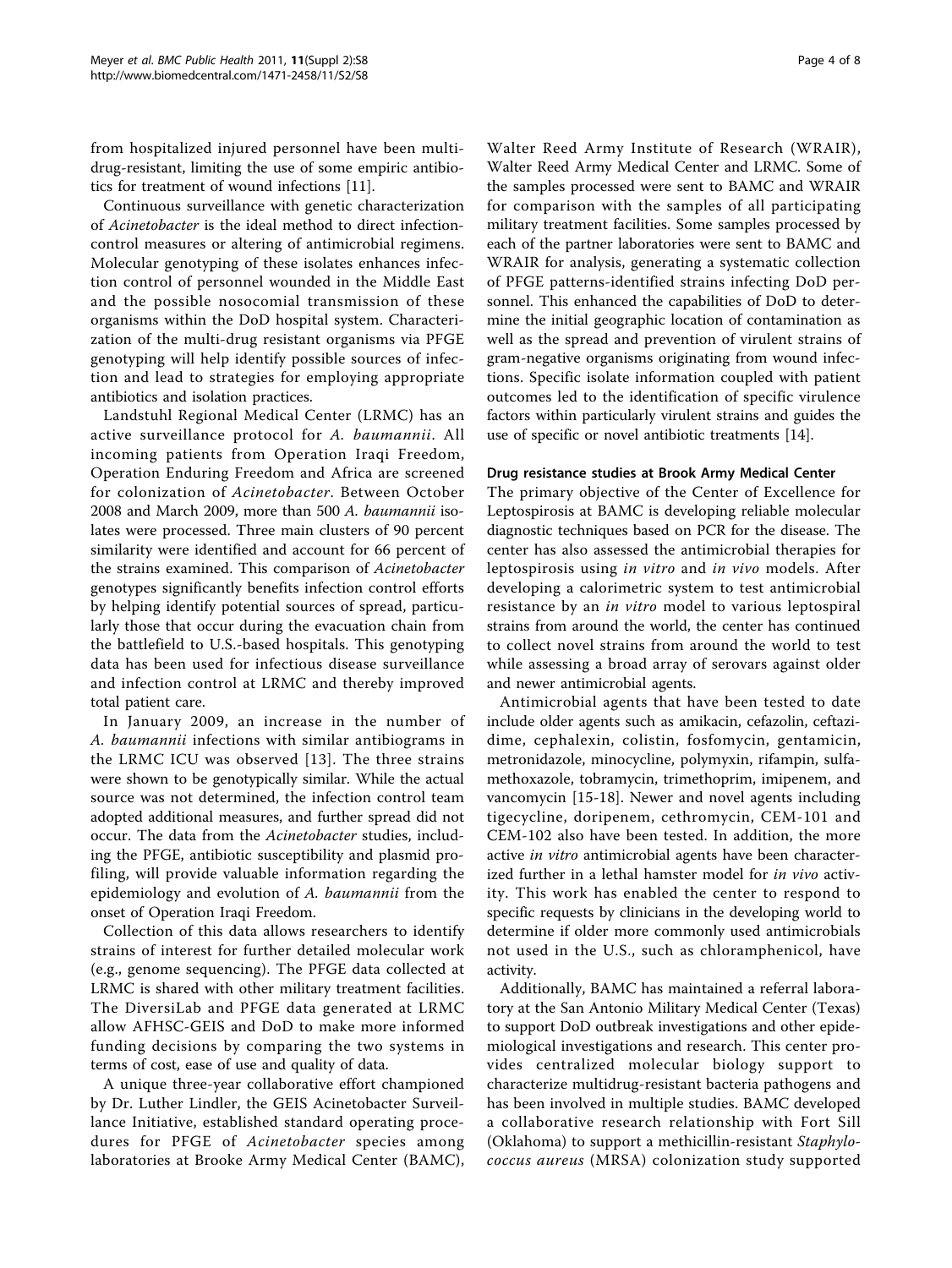from hospitalized injured personnel have been multi-drug-resistant, limiting the use of some empiric antibiotics for treatment of wound infections [11].

Continuous surveillance with genetic characterization of *Acinetobacter* is the ideal method to direct infection-control measures or altering of antimicrobial regimens. Molecular genotyping of these isolates enhances infection control of personnel wounded in the Middle East and the possible nosocomial transmission of these organisms within the DoD hospital system. Characterization of the multi-drug resistant organisms via PFGE genotyping will help identify possible sources of infection and lead to strategies for employing appropriate antibiotics and isolation practices.

Landstuhl Regional Medical Center (LRMC) has an active surveillance protocol for *A. baumannii*. All incoming patients from Operation Iraqi Freedom, Operation Enduring Freedom and Africa are screened for colonization of *Acinetobacter*. Between October 2008 and March 2009, more than 500 *A. baumannii* isolates were processed. Three main clusters of 90 percent similarity were identified and account for 66 percent of the strains examined. This comparison of *Acinetobacter* genotypes significantly benefits infection control efforts by helping identify potential sources of spread, particularly those that occur during the evacuation chain from the battlefield to U.S.-based hospitals. This genotyping data has been used for infectious disease surveillance and infection control at LRMC and thereby improved total patient care.

In January 2009, an increase in the number of *A. baumannii* infections with similar antibiograms in the LRMC ICU was observed [13]. The three strains were shown to be genotypically similar. While the actual source was not determined, the infection control team adopted additional measures, and further spread did not occur. The data from the *Acinetobacter* studies, including the PFGE, antibiotic susceptibility and plasmid profiling, will provide valuable information regarding the epidemiology and evolution of *A. baumannii* from the onset of Operation Iraqi Freedom.

Collection of this data allows researchers to identify strains of interest for further detailed molecular work (e.g., genome sequencing). The PFGE data collected at LRMC is shared with other military treatment facilities. The DiversiLab and PFGE data generated at LRMC allow AFHSC-GEIS and DoD to make more informed funding decisions by comparing the two systems in terms of cost, ease of use and quality of data.

A unique three-year collaborative effort championed by Dr. Luther Lindler, the GEIS Acinetobacter Surveillance Initiative, established standard operating procedures for PFGE of *Acinetobacter* species among laboratories at Brooke Army Medical Center (BAMC), Walter Reed Army Institute of Research (WRAIR), Walter Reed Army Medical Center and LRMC. Some of the samples processed were sent to BAMC and WRAIR for comparison with the samples of all participating military treatment facilities. Some samples processed by each of the partner laboratories were sent to BAMC and WRAIR for analysis, generating a systematic collection of PFGE patterns-identified strains infecting DoD personnel. This enhanced the capabilities of DoD to determine the initial geographic location of contamination as well as the spread and prevention of virulent strains of gram-negative organisms originating from wound infections. Specific isolate information coupled with patient outcomes led to the identification of specific virulence factors within particularly virulent strains and guides the use of specific or novel antibiotic treatments [14].

#### Drug resistance studies at Brook Army Medical Center

The primary objective of the Center of Excellence for Leptospirosis at BAMC is developing reliable molecular diagnostic techniques based on PCR for the disease. The center has also assessed the antimicrobial therapies for leptospirosis using *in vitro* and *in vivo* models. After developing a calorimetric system to test antimicrobial resistance by an *in vitro* model to various leptospiral strains from around the world, the center has continued to collect novel strains from around the world to test while assessing a broad array of serovars against older and newer antimicrobial agents.

Antimicrobial agents that have been tested to date include older agents such as amikacin, cefazolin, ceftazidime, cephalexin, colistin, fosfomycin, gentamicin, metronidazole, minocycline, polymyxin, rifampin, sulfamethoxazole, tobramycin, trimethoprim, imipenem, and vancomycin [15-18]. Newer and novel agents including tigecycline, doripenem, cethromycin, CEM-101 and CEM-102 also have been tested. In addition, the more active *in vitro* antimicrobial agents have been characterized further in a lethal hamster model for *in vivo* activity. This work has enabled the center to respond to specific requests by clinicians in the developing world to determine if older more commonly used antimicrobials not used in the U.S., such as chloramphenicol, have activity.

Additionally, BAMC has maintained a referral laboratory at the San Antonio Military Medical Center (Texas) to support DoD outbreak investigations and other epidemiological investigations and research. This center provides centralized molecular biology support to characterize multidrug-resistant bacteria pathogens and has been involved in multiple studies. BAMC developed a collaborative research relationship with Fort Sill (Oklahoma) to support a methicillin-resistant *Staphylococcus aureus* (MRSA) colonization study supported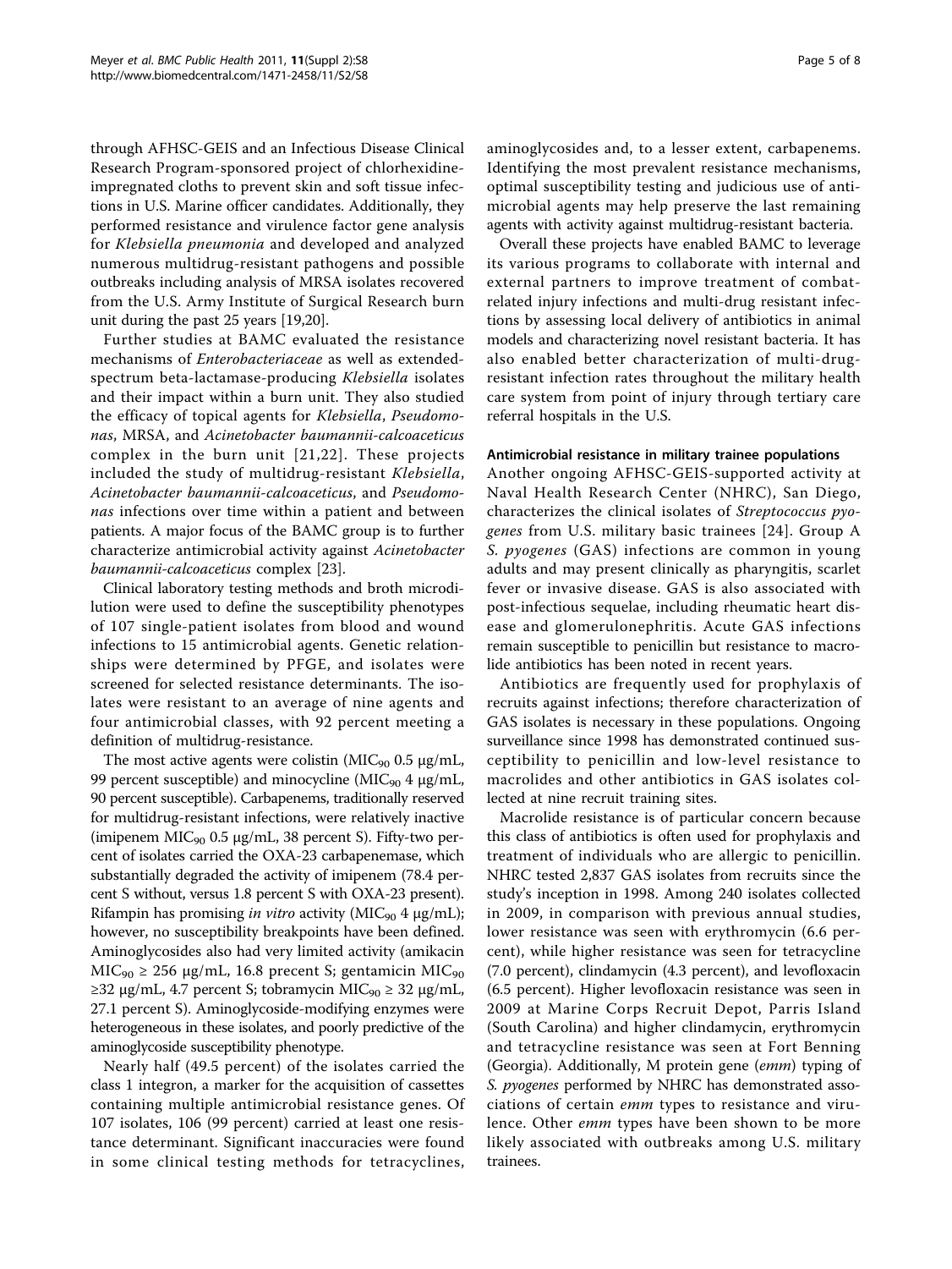through AFHSC-GEIS and an Infectious Disease Clinical Research Program-sponsored project of chlorhexidine-impregnated cloths to prevent skin and soft tissue infections in U.S. Marine officer candidates. Additionally, they performed resistance and virulence factor gene analysis for *Klebsiella pneumonia* and developed and analyzed numerous multidrug-resistant pathogens and possible outbreaks including analysis of MRSA isolates recovered from the U.S. Army Institute of Surgical Research burn unit during the past 25 years [19,20].

Further studies at BAMC evaluated the resistance mechanisms of *Enterobacteriaceae* as well as extended-spectrum beta-lactamase-producing *Klebsiella* isolates and their impact within a burn unit. They also studied the efficacy of topical agents for *Klebsiella*, *Pseudomonas*, MRSA, and *Acinetobacter baumannii-calcoaceticus* complex in the burn unit [21,22]. These projects included the study of multidrug-resistant *Klebsiella*, *Acinetobacter baumannii-calcoaceticus*, and *Pseudomonas* infections over time within a patient and between patients. A major focus of the BAMC group is to further characterize antimicrobial activity against *Acinetobacter baumannii-calcoaceticus* complex [23].

Clinical laboratory testing methods and broth microdilution were used to define the susceptibility phenotypes of 107 single-patient isolates from blood and wound infections to 15 antimicrobial agents. Genetic relationships were determined by PFGE, and isolates were screened for selected resistance determinants. The isolates were resistant to an average of nine agents and four antimicrobial classes, with 92 percent meeting a definition of multidrug-resistance.

The most active agents were colistin ($MIC_{90}$ 0.5 μg/mL, 99 percent susceptible) and minocycline ($MIC_{90}$ 4 μg/mL, 90 percent susceptible). Carbapenems, traditionally reserved for multidrug-resistant infections, were relatively inactive (imipenem $MIC_{90}$ 0.5 μg/mL, 38 percent S). Fifty-two percent of isolates carried the OXA-23 carbapenemase, which substantially degraded the activity of imipenem (78.4 percent S without, versus 1.8 percent S with OXA-23 present). Rifampin has promising *in vitro* activity ($MIC_{90}$ 4 μg/mL); however, no susceptibility breakpoints have been defined. Aminoglycosides also had very limited activity (amikacin $MIC_{90} \geq 256$ μg/mL, 16.8 precent S; gentamicin $MIC_{90}$ $\geq 32$ μg/mL, 4.7 percent S; tobramycin $MIC_{90} \geq 32$ μg/mL, 27.1 percent S). Aminoglycoside-modifying enzymes were heterogeneous in these isolates, and poorly predictive of the aminoglycoside susceptibility phenotype.

Nearly half (49.5 percent) of the isolates carried the class 1 integron, a marker for the acquisition of cassettes containing multiple antimicrobial resistance genes. Of 107 isolates, 106 (99 percent) carried at least one resistance determinant. Significant inaccuracies were found in some clinical testing methods for tetracyclines, aminoglycosides and, to a lesser extent, carbapenems. Identifying the most prevalent resistance mechanisms, optimal susceptibility testing and judicious use of antimicrobial agents may help preserve the last remaining agents with activity against multidrug-resistant bacteria.

Overall these projects have enabled BAMC to leverage its various programs to collaborate with internal and external partners to improve treatment of combat-related injury infections and multi-drug resistant infections by assessing local delivery of antibiotics in animal models and characterizing novel resistant bacteria. It has also enabled better characterization of multi-drug-resistant infection rates throughout the military health care system from point of injury through tertiary care referral hospitals in the U.S.

#### Antimicrobial resistance in military trainee populations

Another ongoing AFHSC-GEIS-supported activity at Naval Health Research Center (NHRC), San Diego, characterizes the clinical isolates of *Streptococcus pyogenes* from U.S. military basic trainees [24]. Group A *S. pyogenes* (GAS) infections are common in young adults and may present clinically as pharyngitis, scarlet fever or invasive disease. GAS is also associated with post-infectious sequelae, including rheumatic heart disease and glomerulonephritis. Acute GAS infections remain susceptible to penicillin but resistance to macrolide antibiotics has been noted in recent years.

Antibiotics are frequently used for prophylaxis of recruits against infections; therefore characterization of GAS isolates is necessary in these populations. Ongoing surveillance since 1998 has demonstrated continued susceptibility to penicillin and low-level resistance to macrolides and other antibiotics in GAS isolates collected at nine recruit training sites.

Macrolide resistance is of particular concern because this class of antibiotics is often used for prophylaxis and treatment of individuals who are allergic to penicillin. NHRC tested 2,837 GAS isolates from recruits since the study's inception in 1998. Among 240 isolates collected in 2009, in comparison with previous annual studies, lower resistance was seen with erythromycin (6.6 percent), while higher resistance was seen for tetracycline (7.0 percent), clindamycin (4.3 percent), and levofloxacin (6.5 percent). Higher levofloxacin resistance was seen in 2009 at Marine Corps Recruit Depot, Parris Island (South Carolina) and higher clindamycin, erythromycin and tetracycline resistance was seen at Fort Benning (Georgia). Additionally, M protein gene (*emm*) typing of *S. pyogenes* performed by NHRC has demonstrated associations of certain *emm* types to resistance and virulence. Other *emm* types have been shown to be more likely associated with outbreaks among U.S. military trainees.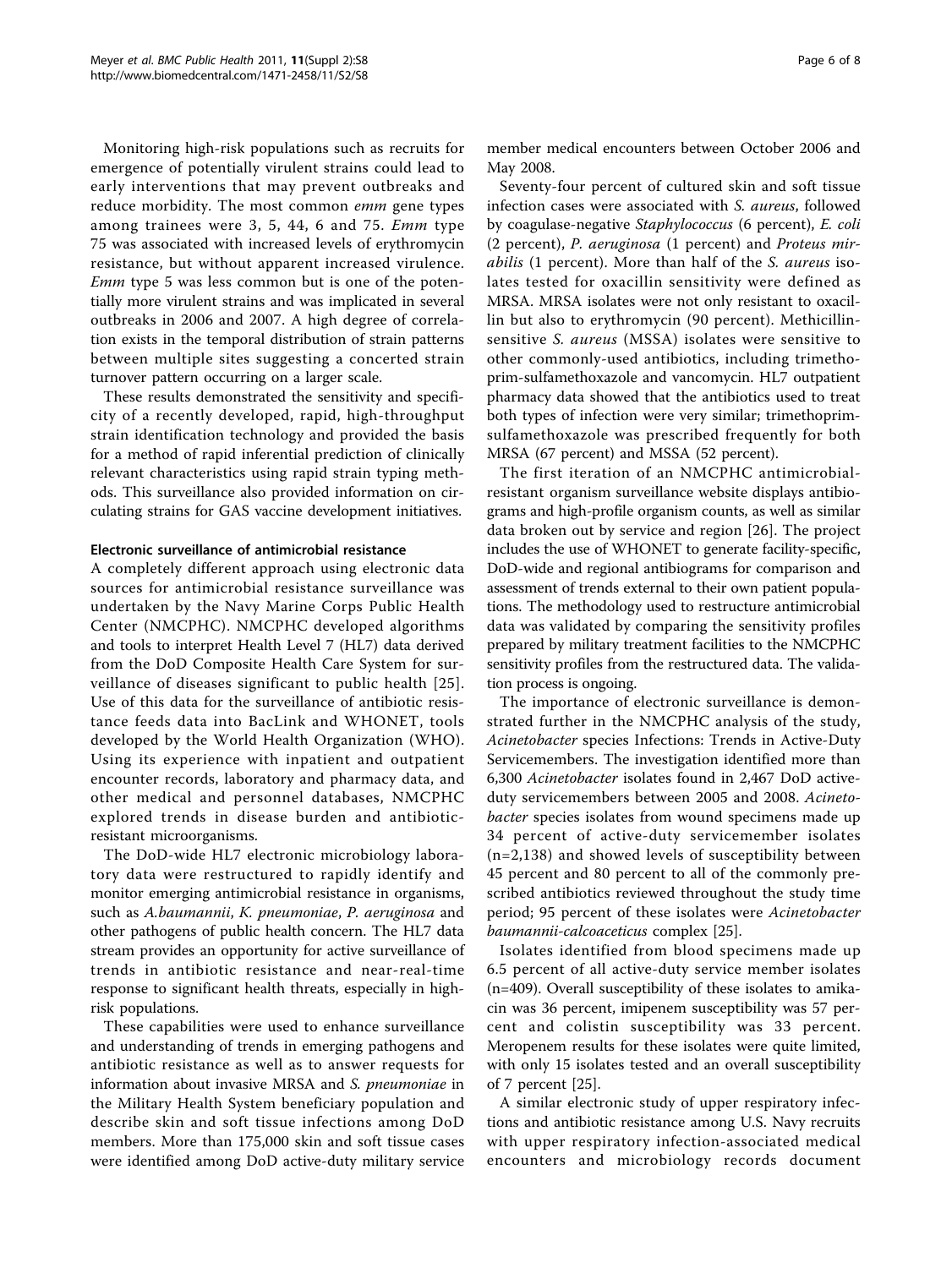Monitoring high-risk populations such as recruits for emergence of potentially virulent strains could lead to early interventions that may prevent outbreaks and reduce morbidity. The most common *emm* gene types among trainees were 3, 5, 44, 6 and 75. *Emm* type 75 was associated with increased levels of erythromycin resistance, but without apparent increased virulence. *Emm* type 5 was less common but is one of the potentially more virulent strains and was implicated in several outbreaks in 2006 and 2007. A high degree of correlation exists in the temporal distribution of strain patterns between multiple sites suggesting a concerted strain turnover pattern occurring on a larger scale.

These results demonstrated the sensitivity and specificity of a recently developed, rapid, high-throughput strain identification technology and provided the basis for a method of rapid inferential prediction of clinically relevant characteristics using rapid strain typing methods. This surveillance also provided information on circulating strains for GAS vaccine development initiatives.

#### Electronic surveillance of antimicrobial resistance

A completely different approach using electronic data sources for antimicrobial resistance surveillance was undertaken by the Navy Marine Corps Public Health Center (NMCPHC). NMCPHC developed algorithms and tools to interpret Health Level 7 (HL7) data derived from the DoD Composite Health Care System for surveillance of diseases significant to public health [25]. Use of this data for the surveillance of antibiotic resistance feeds data into BacLink and WHONET, tools developed by the World Health Organization (WHO). Using its experience with inpatient and outpatient encounter records, laboratory and pharmacy data, and other medical and personnel databases, NMCPHC explored trends in disease burden and antibiotic-resistant microorganisms.

The DoD-wide HL7 electronic microbiology laboratory data were restructured to rapidly identify and monitor emerging antimicrobial resistance in organisms, such as *A.baumannii*, *K. pneumoniae*, *P. aeruginosa* and other pathogens of public health concern. The HL7 data stream provides an opportunity for active surveillance of trends in antibiotic resistance and near-real-time response to significant health threats, especially in high-risk populations.

These capabilities were used to enhance surveillance and understanding of trends in emerging pathogens and antibiotic resistance as well as to answer requests for information about invasive MRSA and *S. pneumoniae* in the Military Health System beneficiary population and describe skin and soft tissue infections among DoD members. More than 175,000 skin and soft tissue cases were identified among DoD active-duty military service member medical encounters between October 2006 and May 2008.

Seventy-four percent of cultured skin and soft tissue infection cases were associated with *S. aureus*, followed by coagulase-negative *Staphylococcus* (6 percent), *E. coli* (2 percent), *P. aeruginosa* (1 percent) and *Proteus mirabilis* (1 percent). More than half of the *S. aureus* isolates tested for oxacillin sensitivity were defined as MRSA. MRSA isolates were not only resistant to oxacillin but also to erythromycin (90 percent). Methicillin-sensitive *S. aureus* (MSSA) isolates were sensitive to other commonly-used antibiotics, including trimethoprim-sulfamethoxazole and vancomycin. HL7 outpatient pharmacy data showed that the antibiotics used to treat both types of infection were very similar; trimethoprim-sulfamethoxazole was prescribed frequently for both MRSA (67 percent) and MSSA (52 percent).

The first iteration of an NMCPHC antimicrobial-resistant organism surveillance website displays antibiograms and high-profile organism counts, as well as similar data broken out by service and region [26]. The project includes the use of WHONET to generate facility-specific, DoD-wide and regional antibiograms for comparison and assessment of trends external to their own patient populations. The methodology used to restructure antimicrobial data was validated by comparing the sensitivity profiles prepared by military treatment facilities to the NMCPHC sensitivity profiles from the restructured data. The validation process is ongoing.

The importance of electronic surveillance is demonstrated further in the NMCPHC analysis of the study, *Acinetobacter* species Infections: Trends in Active-Duty Servicemembers. The investigation identified more than 6,300 *Acinetobacter* isolates found in 2,467 DoD active-duty servicemembers between 2005 and 2008. *Acinetobacter* species isolates from wound specimens made up 34 percent of active-duty servicemember isolates (n=2,138) and showed levels of susceptibility between 45 percent and 80 percent to all of the commonly prescribed antibiotics reviewed throughout the study time period; 95 percent of these isolates were *Acinetobacter baumannii-calcoaceticus* complex [25].

Isolates identified from blood specimens made up 6.5 percent of all active-duty service member isolates (n=409). Overall susceptibility of these isolates to amikacin was 36 percent, imipenem susceptibility was 57 percent and colistin susceptibility was 33 percent. Meropenem results for these isolates were quite limited, with only 15 isolates tested and an overall susceptibility of 7 percent [25].

A similar electronic study of upper respiratory infections and antibiotic resistance among U.S. Navy recruits with upper respiratory infection-associated medical encounters and microbiology records document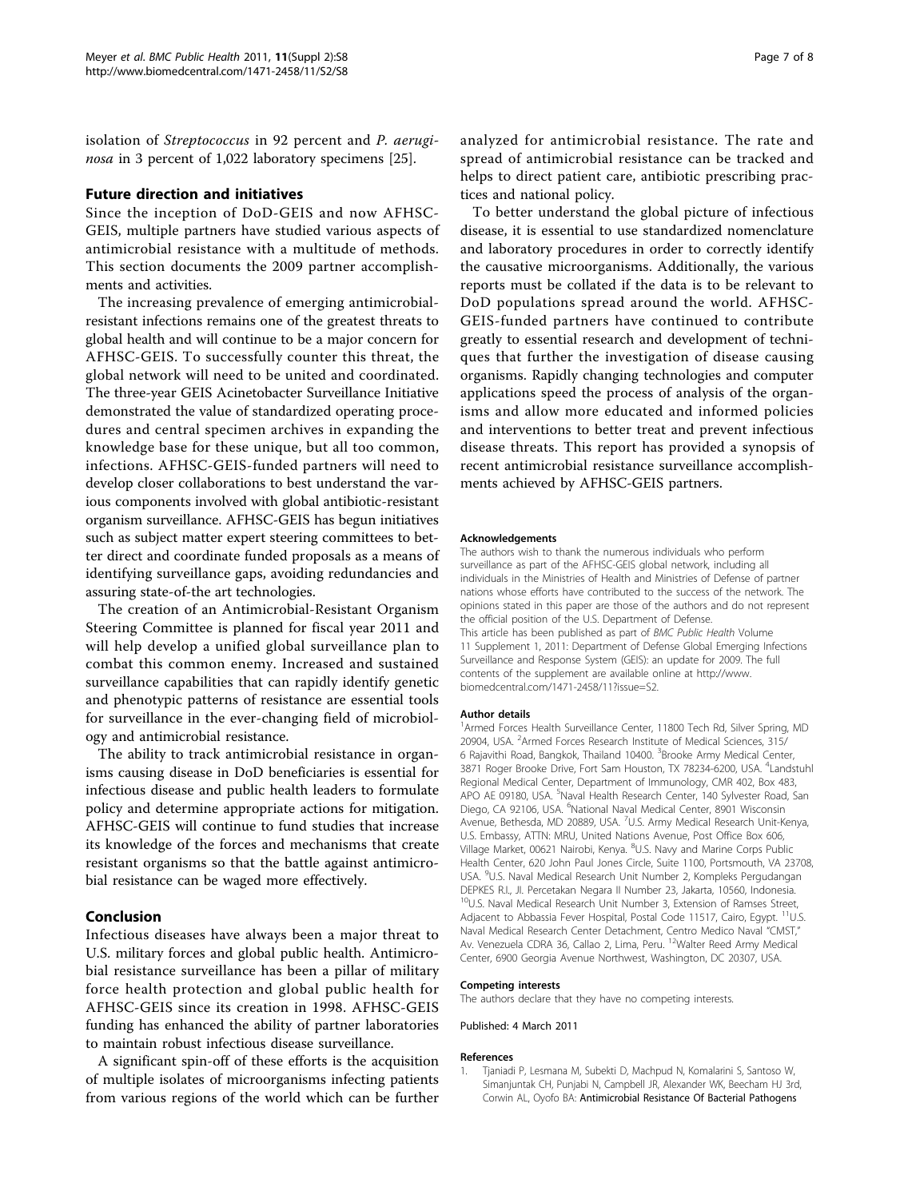isolation of *Streptococcus* in 92 percent and *P. aeruginosa* in 3 percent of 1,022 laboratory specimens [25].

## Future direction and initiatives

Since the inception of DoD-GEIS and now AFHSC-GEIS, multiple partners have studied various aspects of antimicrobial resistance with a multitude of methods. This section documents the 2009 partner accomplishments and activities.

The increasing prevalence of emerging antimicrobial-resistant infections remains one of the greatest threats to global health and will continue to be a major concern for AFHSC-GEIS. To successfully counter this threat, the global network will need to be united and coordinated. The three-year GEIS Acinetobacter Surveillance Initiative demonstrated the value of standardized operating procedures and central specimen archives in expanding the knowledge base for these unique, but all too common, infections. AFHSC-GEIS-funded partners will need to develop closer collaborations to best understand the various components involved with global antibiotic-resistant organism surveillance. AFHSC-GEIS has begun initiatives such as subject matter expert steering committees to better direct and coordinate funded proposals as a means of identifying surveillance gaps, avoiding redundancies and assuring state-of-the art technologies.

The creation of an Antimicrobial-Resistant Organism Steering Committee is planned for fiscal year 2011 and will help develop a unified global surveillance plan to combat this common enemy. Increased and sustained surveillance capabilities that can rapidly identify genetic and phenotypic patterns of resistance are essential tools for surveillance in the ever-changing field of microbiology and antimicrobial resistance.

The ability to track antimicrobial resistance in organisms causing disease in DoD beneficiaries is essential for infectious disease and public health leaders to formulate policy and determine appropriate actions for mitigation. AFHSC-GEIS will continue to fund studies that increase its knowledge of the forces and mechanisms that create resistant organisms so that the battle against antimicrobial resistance can be waged more effectively.

## Conclusion

Infectious diseases have always been a major threat to U.S. military forces and global public health. Antimicrobial resistance surveillance has been a pillar of military force health protection and global public health for AFHSC-GEIS since its creation in 1998. AFHSC-GEIS funding has enhanced the ability of partner laboratories to maintain robust infectious disease surveillance.

A significant spin-off of these efforts is the acquisition of multiple isolates of microorganisms infecting patients from various regions of the world which can be further analyzed for antimicrobial resistance. The rate and spread of antimicrobial resistance can be tracked and helps to direct patient care, antibiotic prescribing practices and national policy.

To better understand the global picture of infectious disease, it is essential to use standardized nomenclature and laboratory procedures in order to correctly identify the causative microorganisms. Additionally, the various reports must be collated if the data is to be relevant to DoD populations spread around the world. AFHSC-GEIS-funded partners have continued to contribute greatly to essential research and development of techniques that further the investigation of disease causing organisms. Rapidly changing technologies and computer applications speed the process of analysis of the organisms and allow more educated and informed policies and interventions to better treat and prevent infectious disease threats. This report has provided a synopsis of recent antimicrobial resistance surveillance accomplishments achieved by AFHSC-GEIS partners.

#### Acknowledgements

The authors wish to thank the numerous individuals who perform surveillance as part of the AFHSC-GEIS global network, including all individuals in the Ministries of Health and Ministries of Defense of partner nations whose efforts have contributed to the success of the network. The opinions stated in this paper are those of the authors and do not represent the official position of the U.S. Department of Defense.

This article has been published as part of *BMC Public Health* Volume 11 Supplement 1, 2011: Department of Defense Global Emerging Infections Surveillance and Response System (GEIS): an update for 2009. The full contents of the supplement are available online at http://www.biomedcentral.com/1471-2458/11?issue=S2.

#### Author details

[1]Armed Forces Health Surveillance Center, 11800 Tech Rd, Silver Spring, MD 20904, USA. [2]Armed Forces Research Institute of Medical Sciences, 315/6 Rajavithi Road, Bangkok, Thailand 10400. [3]Brooke Army Medical Center, 3871 Roger Brooke Drive, Fort Sam Houston, TX 78234-6200, USA. [4]Landstuhl Regional Medical Center, Department of Immunology, CMR 402, Box 483, APO AE 09180, USA. [5]Naval Health Research Center, 140 Sylvester Road, San Diego, CA 92106, USA. [6]National Naval Medical Center, 8901 Wisconsin Avenue, Bethesda, MD 20889, USA. [7]U.S. Army Medical Research Unit-Kenya, U.S. Embassy, ATTN: MRU, United Nations Avenue, Post Office Box 606, Village Market, 00621 Nairobi, Kenya. [8]U.S. Navy and Marine Corps Public Health Center, 620 John Paul Jones Circle, Suite 1100, Portsmouth, VA 23708, USA. [9]U.S. Naval Medical Research Unit Number 2, Kompleks Pergudangan DEPKES R.I., Jl. Percetakan Negara II Number 23, Jakarta, 10560, Indonesia. [10]U.S. Naval Medical Research Unit Number 3, Extension of Ramses Street, Adjacent to Abbassia Fever Hospital, Postal Code 11517, Cairo, Egypt. [11]U.S. Naval Medical Research Center Detachment, Centro Medico Naval "CMST," Av. Venezuela CDRA 36, Callao 2, Lima, Peru. [12]Walter Reed Army Medical Center, 6900 Georgia Avenue Northwest, Washington, DC 20307, USA.

#### Competing interests

The authors declare that they have no competing interests.

Published: 4 March 2011

#### References

1. Tjaniadi P, Lesmana M, Subekti D, Machpud N, Komalarini S, Santoso W, Simanjuntak CH, Punjabi N, Campbell JR, Alexander WK, Beecham HJ 3rd, Corwin AL, Oyofo BA: **Antimicrobial Resistance Of Bacterial Pathogens**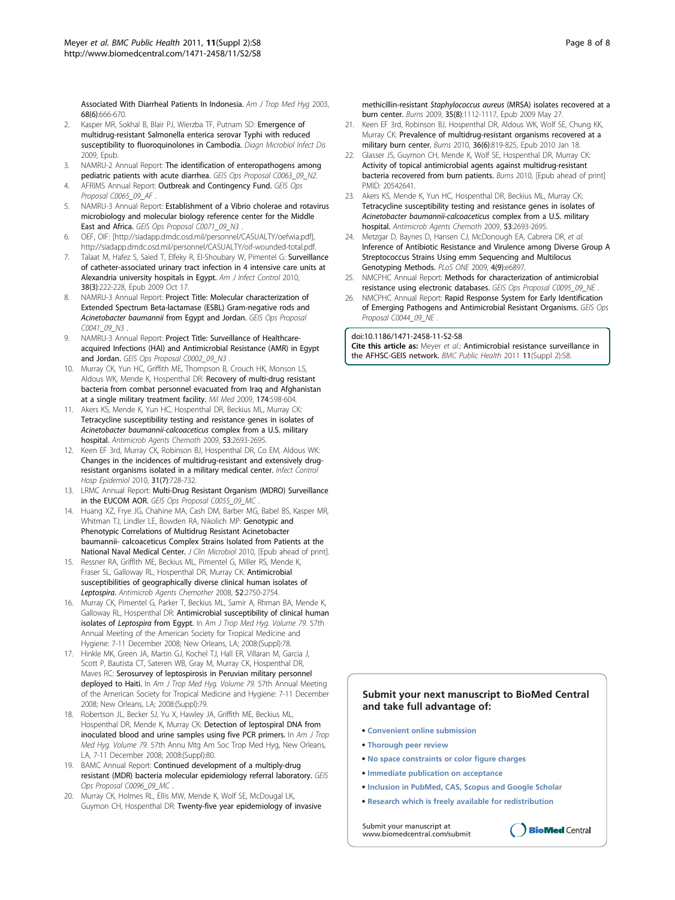Associated With Diarrheal Patients In Indonesia. *Am J Trop Med Hyg* 2003, **68(6)**:666-670.

2. Kasper MR, Sokhal B, Blair PJ, Wierzba TF, Putnam SD: **Emergence of multidrug-resistant Salmonella enterica serovar Typhi with reduced susceptibility to fluoroquinolones in Cambodia.** *Diagn Microbiol Infect Dis* 2009, Epub.
3. NAMRU-2 Annual Report: **The identification of enteropathogens among pediatric patients with acute diarrhea.** *GEIS Ops Proposal C0063_09_N2.*
4. AFRIMS Annual Report: **Outbreak and Contingency Fund.** *GEIS Ops Proposal C0065_09_AF* .
5. NAMRU-3 Annual Report: **Establishment of a Vibrio cholerae and rotavirus microbiology and molecular biology reference center for the Middle East and Africa.** *GEIS Ops Proposal C0071_09_N3* .
6. OEF, OIF: [http://siadapp.dmdc.osd.mil/personnel/CASUALTY/oefwia.pdf], http://siadapp.dmdc.osd.mil/personnel/CASUALTY/oif-wounded-total.pdf.
7. Talaat M, Hafez S, Saied T, Elfeky R, El-Shoubary W, Pimentel G: **Surveillance of catheter-associated urinary tract infection in 4 intensive care units at Alexandria university hospitals in Egypt.** *Am J Infect Control* 2010, **38(3)**:222-228, Epub 2009 Oct 17.
8. NAMRU-3 Annual Report: **Project Title: Molecular characterization of Extended Spectrum Beta-lactamase (ESBL) Gram-negative rods and *Acinetobacter baumannii* from Egypt and Jordan.** *GEIS Ops Proposal C0041_09_N3* .
9. NAMRU-3 Annual Report: **Project Title: Surveillance of Healthcare-acquired Infections (HAI) and Antimicrobial Resistance (AMR) in Egypt and Jordan.** *GEIS Ops Proposal C0002_09_N3* .
10. Murray CK, Yun HC, Griffith ME, Thompson B, Crouch HK, Monson LS, Aldous WK, Mende K, Hospenthal DR: **Recovery of multi-drug resistant bacteria from combat personnel evacuated from Iraq and Afghanistan at a single military treatment facility.** *Mil Med* 2009, **174**:598-604.
11. Akers KS, Mende K, Yun HC, Hospenthal DR, Beckius ML, Murray CK: **Tetracycline susceptibility testing and resistance genes in isolates of *Acinetobacter baumannii-calcoaceticus* complex from a U.S. military hospital.** *Antimicrob Agents Chemoth* 2009, **53**:2693-2695.
12. Keen EF 3rd, Murray CK, Robinson BJ, Hospenthal DR, Co EM, Aldous WK: **Changes in the incidences of multidrug-resistant and extensively drug-resistant organisms isolated in a military medical center.** *Infect Control Hosp Epidemiol* 2010, **31(7)**:728-732.
13. LRMC Annual Report: **Multi-Drug Resistant Organism (MDRO) Surveillance in the EUCOM AOR.** *GEIS Ops Proposal C0055_09_MC* .
14. Huang XZ, Frye JG, Chahine MA, Cash DM, Barber MG, Babel BS, Kasper MR, Whitman TJ, Lindler LE, Bowden RA, Nikolich MP: **Genotypic and Phenotypic Correlations of Multidrug Resistant Acinetobacter baumannii- calcoaceticus Complex Strains Isolated from Patients at the National Naval Medical Center.** *J Clin Microbiol* 2010, [Epub ahead of print].
15. Ressner RA, Griffith ME, Beckius ML, Pimentel G, Miller RS, Mende K, Fraser SL, Galloway RL, Hospenthal DR, Murray CK: **Antimicrobial susceptibilities of geographically diverse clinical human isolates of *Leptospira*.** *Antimicrob Agents Chemother* 2008, **52**:2750-2754.
16. Murray CK, Pimentel G, Parker T, Beckius ML, Samir A, Rhman BA, Mende K, Galloway RL, Hospenthal DR: **Antimicrobial susceptibility of clinical human isolates of *Leptospira* from Egypt.** In *Am J Trop Med Hyg. Volume 79.* 57th Annual Meeting of the American Society for Tropical Medicine and Hygiene: 7-11 December 2008; New Orleans, LA; 2008:(Suppl):78.
17. Hinkle MK, Green JA, Martin GJ, Kochel TJ, Hall ER, Villaran M, Garcia J, Scott P, Bautista CT, Sateren WB, Gray M, Murray CK, Hospenthal DR, Maves RC: **Serosurvey of leptospirosis in Peruvian military personnel deployed to Haiti.** In *Am J Trop Med Hyg. Volume 79.* 57th Annual Meeting of the American Society for Tropical Medicine and Hygiene: 7-11 December 2008; New Orleans, LA; 2008:(Suppl):79.
18. Robertson JL, Becker SJ, Yu X, Hawley JA, Griffith ME, Beckius ML, Hospenthal DR, Mende K, Murray CK: **Detection of leptospiral DNA from inoculated blood and urine samples using five PCR primers.** In *Am J Trop Med Hyg. Volume 79.* 57th Annu Mtg Am Soc Trop Med Hyg, New Orleans, LA, 7-11 December 2008; 2008:(Suppl):80.
19. BAMC Annual Report: **Continued development of a multiply-drug resistant (MDR) bacteria molecular epidemiology referral laboratory.** *GEIS Ops Proposal C0096_09_MC* .
20. Murray CK, Holmes RL, Ellis MW, Mende K, Wolf SE, McDougal LK, Guymon CH, Hospenthal DR: **Twenty-five year epidemiology of invasive methicillin-resistant *Staphylococcus aureus* (MRSA) isolates recovered at a burn center.** *Burns* 2009, **35(8)**:1112-1117, Epub 2009 May 27.
21. Keen EF 3rd, Robinson BJ, Hospenthal DR, Aldous WK, Wolf SE, Chung KK, Murray CK: **Prevalence of multidrug-resistant organisms recovered at a military burn center.** *Burns* 2010, **36(6)**:819-825, Epub 2010 Jan 18.
22. Glasser JS, Guymon CH, Mende K, Wolf SE, Hospenthal DR, Murray CK: **Activity of topical antimicrobial agents against multidrug-resistant bacteria recovered from burn patients.** *Burns* 2010, [Epub ahead of print] PMID: 20542641.
23. Akers KS, Mende K, Yun HC, Hospenthal DR, Beckius ML, Murray CK: **Tetracycline susceptibility testing and resistance genes in isolates of *Acinetobacter baumannii-calcoaceticus* complex from a U.S. military hospital.** *Antimicrob Agents Chemoth* 2009, **53**:2693-2695.
24. Metzgar D, Baynes D, Hansen CJ, McDonough EA, Cabrera DR, *et al*: **Inference of Antibiotic Resistance and Virulence among Diverse Group A Streptococcus Strains Using emm Sequencing and Multilocus Genotyping Methods.** *PLoS ONE* 2009, **4(9)**:e6897.
25. NMCPHC Annual Report: **Methods for characterization of antimicrobial resistance using electronic databases.** *GEIS Ops Proposal C0095_09_NE* .
26. NMCPHC Annual Report: **Rapid Response System for Early Identification of Emerging Pathogens and Antimicrobial Resistant Organisms.** *GEIS Ops Proposal C0044_09_NE* .

doi:10.1186/1471-2458-11-S2-S8

**Cite this article as:** Meyer *et al.*: Antimicrobial resistance surveillance in the AFHSC-GEIS network. *BMC Public Health* 2011 **11**(Suppl 2):S8.

**Submit your next manuscript to BioMed Central and take full advantage of:**

- **Convenient online submission**
- **Thorough peer review**
- **No space constraints or color figure charges**
- **Immediate publication on acceptance**
- **Inclusion in PubMed, CAS, Scopus and Google Scholar**
- **Research which is freely available for redistribution**

Submit your manuscript at www.biomedcentral.com/submit

BioMed Central